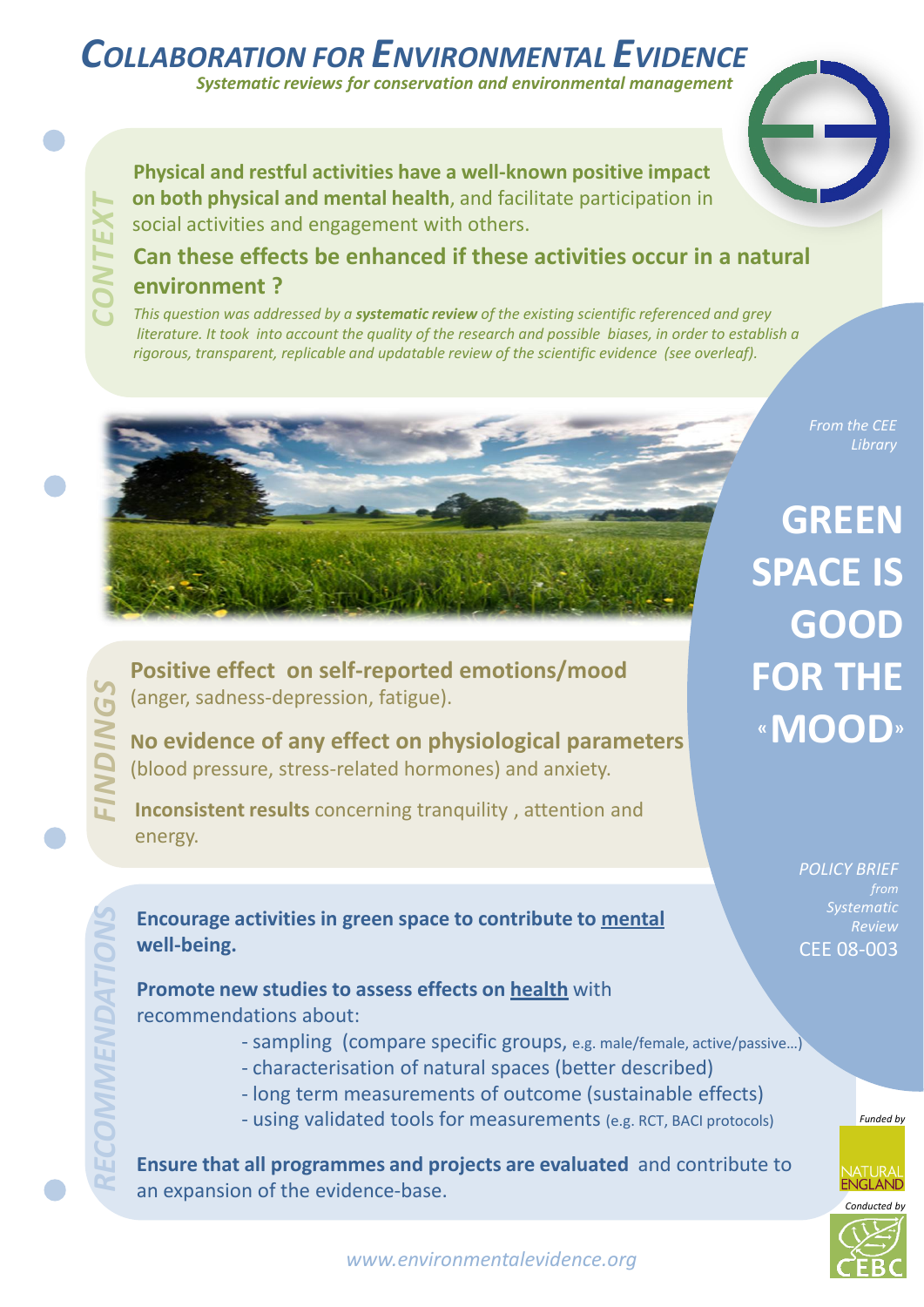# Collaboration for Environmental Evidence

*Systematic reviews for conservation and environmental management*

## Context

**Physical and restful activities have a well-known positive impact on both physical and mental health**, and facilitate participation in social activities and engagement with others.

**Can these effects be enhanced if these activities occur in a natural environment ?**

*This question was addressed by a **systematic review** of the existing scientific referenced and grey literature. It took into account the quality of the research and possible biases, in order to establish a rigorous, transparent, replicable and updatable review of the scientific evidence (see overleaf).*

*From the CEE Library*

# GREEN SPACE IS GOOD FOR THE «MOOD»

*POLICY BRIEF from Systematic Review*

CEE 08-003

## Findings

**Positive effect on self-reported emotions/mood** (anger, sadness-depression, fatigue).

**No evidence of any effect on physiological parameters** (blood pressure, stress-related hormones) and anxiety.

**Inconsistent results** concerning tranquility , attention and energy.

## Recommendations

**Encourage activities in green space to contribute to mental well-being.**

**Promote new studies to assess effects on health** with recommendations about:

- sampling (compare specific groups, e.g. male/female, active/passive…)
- characterisation of natural spaces (better described)
- long term measurements of outcome (sustainable effects)
- using validated tools for measurements (e.g. RCT, BACI protocols)

**Ensure that all programmes and projects are evaluated** and contribute to an expansion of the evidence-base.

*Funded by* Natural England

*Conducted by* CEBC

*www.environmentalevidence.org*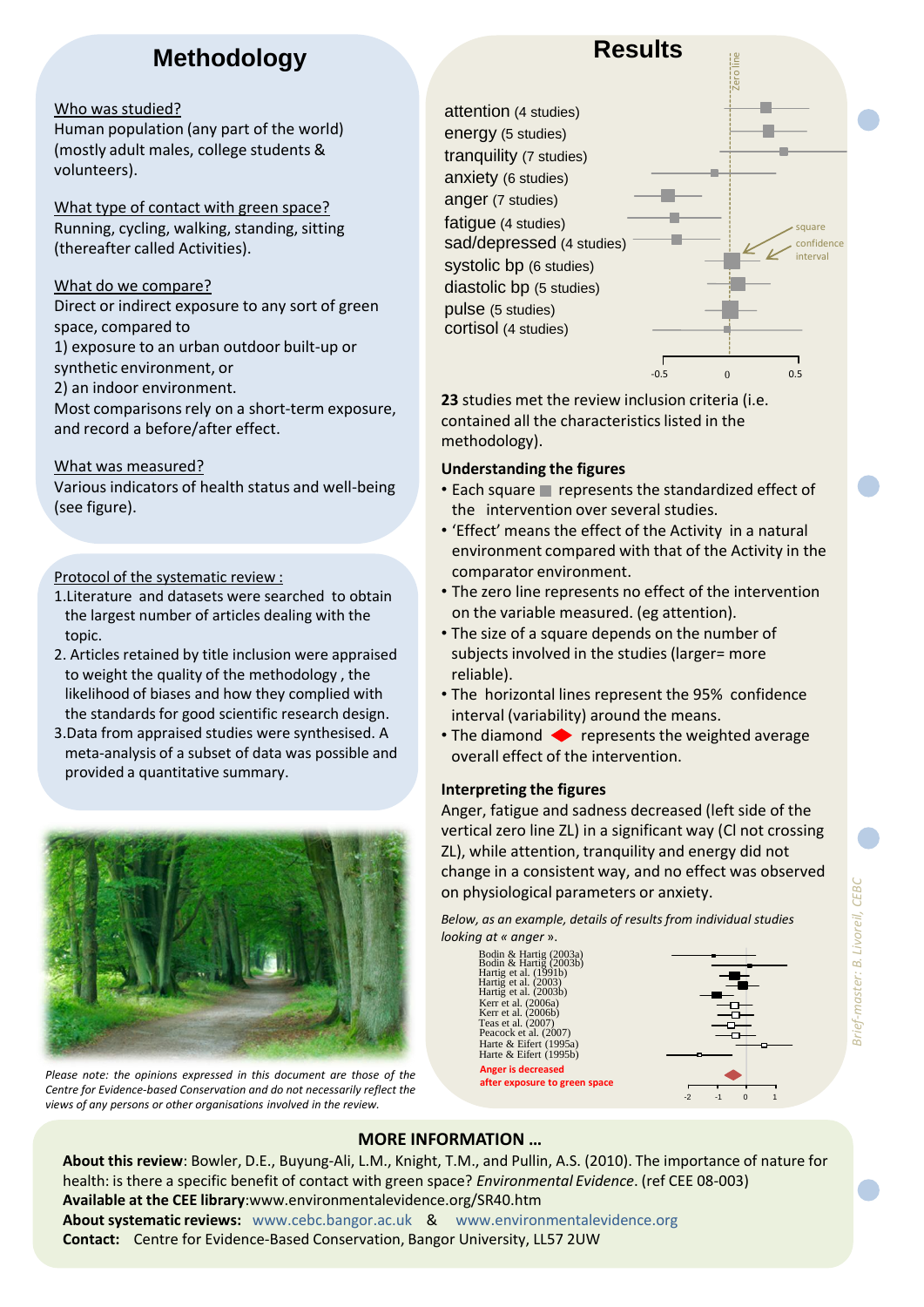## Methodology

Who was studied?

Human population (any part of the world) (mostly adult males, college students & volunteers).

What type of contact with green space?

Running, cycling, walking, standing, sitting (thereafter called Activities).

What do we compare?

Direct or indirect exposure to any sort of green space, compared to
1) exposure to an urban outdoor built-up or synthetic environment, or
2) an indoor environment.
Most comparisons rely on a short-term exposure, and record a before/after effect.

What was measured?

Various indicators of health status and well-being (see figure).

Protocol of the systematic review :

1. Literature and datasets were searched to obtain the largest number of articles dealing with the topic.
2. Articles retained by title inclusion were appraised to weight the quality of the methodology , the likelihood of biases and how they complied with the standards for good scientific research design.
3. Data from appraised studies were synthesised. A meta-analysis of a subset of data was possible and provided a quantitative summary.

*Please note: the opinions expressed in this document are those of the Centre for Evidence-based Conservation and do not necessarily reflect the views of any persons or other organisations involved in the review.*

## Results

Zero line

attention (4 studies)
energy (5 studies)
tranquility (7 studies)
anxiety (6 studies)
anger (7 studies)
fatigue (4 studies)
sad/depressed (4 studies)
systolic bp (6 studies)
diastolic bp (5 studies)
pulse (5 studies)
cortisol (4 studies)

square
confidence interval

-0.5 0 0.5

**23** studies met the review inclusion criteria (i.e. contained all the characteristics listed in the methodology).

**Understanding the figures**

- Each square represents the standardized effect of the intervention over several studies.
- 'Effect' means the effect of the Activity in a natural environment compared with that of the Activity in the comparator environment.
- The zero line represents no effect of the intervention on the variable measured. (eg attention).
- The size of a square depends on the number of subjects involved in the studies (larger= more reliable).
- The horizontal lines represent the 95% confidence interval (variability) around the means.
- The diamond represents the weighted average overall effect of the intervention.

**Interpreting the figures**

Anger, fatigue and sadness decreased (left side of the vertical zero line ZL) in a significant way (CI not crossing ZL), while attention, tranquility and energy did not change in a consistent way, and no effect was observed on physiological parameters or anxiety.

*Below, as an example, details of results from individual studies looking at « anger ».*

Bodin & Hartig (2003a)
Bodin & Hartig (2003b)
Hartig et al. (1991b)
Hartig et al. (2003)
Hartig et al. (2003b)
Kerr et al. (2006a)
Kerr et al. (2006b)
Teas et al. (2007)
Peacock et al. (2007)
Harte & Eifert (1995a)
Harte & Eifert (1995b)

Anger is decreased
after exposure to green space

-2 -1 0 1

*Brief-master: B. Livoreil, CEBC*

## MORE INFORMATION …

**About this review**: Bowler, D.E., Buyung-Ali, L.M., Knight, T.M., and Pullin, A.S. (2010). The importance of nature for health: is there a specific benefit of contact with green space? *Environmental Evidence*. (ref CEE 08-003)
**Available at the CEE library**:www.environmentalevidence.org/SR40.htm
**About systematic reviews:** www.cebc.bangor.ac.uk & www.environmentalevidence.org
**Contact:** Centre for Evidence-Based Conservation, Bangor University, LL57 2UW